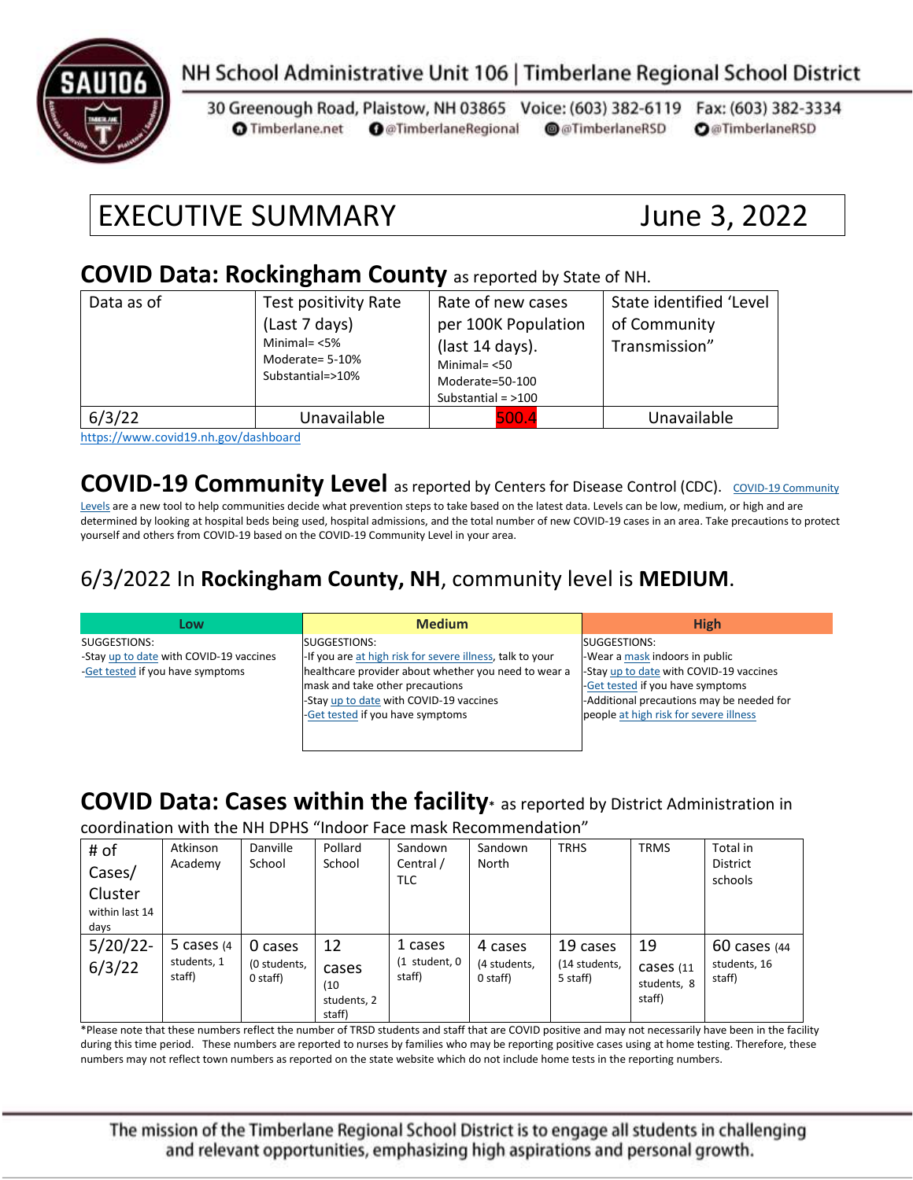NH School Administrative Unit 106 | Timberlane Regional School District

30 Greenough Road, Plaistow, NH 03865 Voice: (603) 382-6119 Fax: (603) 382-3334
Timberlane.net @TimberlaneRegional @TimberlaneRSD @TimberlaneRSD

# EXECUTIVE SUMMARY June 3, 2022

## COVID Data: Rockingham County as reported by State of NH.

| Data as of | Test positivity Rate (Last 7 days) Minimal= <5% Moderate= 5-10% Substantial=>10% | Rate of new cases per 100K Population (last 14 days). Minimal= <50 Moderate=50-100 Substantial = >100 | State identified 'Level of Community Transmission" |
|---|---|---|---|
| 6/3/22 | Unavailable | 500.4 | Unavailable |

https://www.covid19.nh.gov/dashboard

## COVID-19 Community Level as reported by Centers for Disease Control (CDC).

COVID-19 Community Levels are a new tool to help communities decide what prevention steps to take based on the latest data. Levels can be low, medium, or high and are determined by looking at hospital beds being used, hospital admissions, and the total number of new COVID-19 cases in an area. Take precautions to protect yourself and others from COVID-19 based on the COVID-19 Community Level in your area.

### 6/3/2022 In **Rockingham County, NH**, community level is **MEDIUM**.

| Low | Medium | High |
|---|---|---|
| SUGGESTIONS:<br>-Stay up to date with COVID-19 vaccines<br>-Get tested if you have symptoms | SUGGESTIONS:<br>-If you are at high risk for severe illness, talk to your healthcare provider about whether you need to wear a mask and take other precautions<br>-Stay up to date with COVID-19 vaccines<br>-Get tested if you have symptoms | SUGGESTIONS:<br>-Wear a mask indoors in public<br>-Stay up to date with COVID-19 vaccines<br>-Get tested if you have symptoms<br>-Additional precautions may be needed for people at high risk for severe illness |

## COVID Data: Cases within the facility* as reported by District Administration in coordination with the NH DPHS "Indoor Face mask Recommendation"

| # of Cases/ Cluster within last 14 days | Atkinson Academy | Danville School | Pollard School | Sandown Central / TLC | Sandown North | TRHS | TRMS | Total in District schools |
|---|---|---|---|---|---|---|---|---|
| 5/20/22-6/3/22 | 5 cases (4 students, 1 staff) | 0 cases (0 students, 0 staff) | 12 cases (10 students, 2 staff) | 1 cases (1 student, 0 staff) | 4 cases (4 students, 0 staff) | 19 cases (14 students, 5 staff) | 19 cases (11 students, 8 staff) | 60 cases (44 students, 16 staff) |

*Please note that these numbers reflect the number of TRSD students and staff that are COVID positive and may not necessarily have been in the facility during this time period. These numbers are reported to nurses by families who may be reporting positive cases using at home testing. Therefore, these numbers may not reflect town numbers as reported on the state website which do not include home tests in the reporting numbers.

The mission of the Timberlane Regional School District is to engage all students in challenging and relevant opportunities, emphasizing high aspirations and personal growth.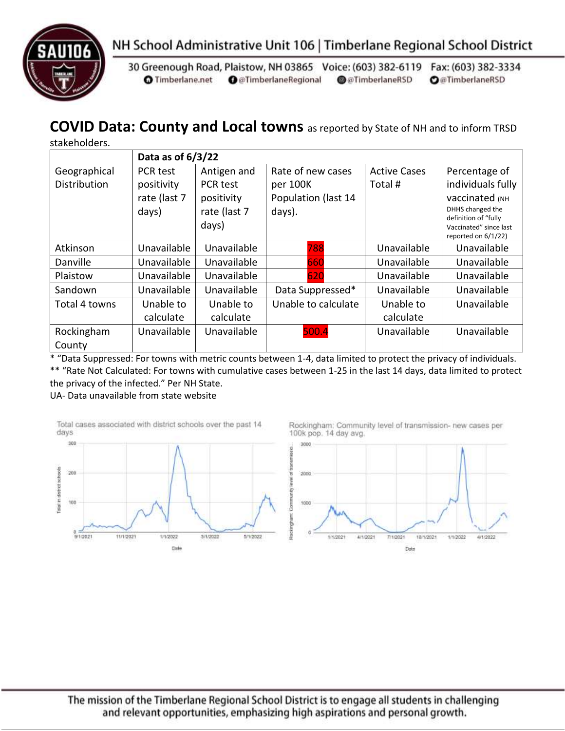NH School Administrative Unit 106 | Timberlane Regional School District

30 Greenough Road, Plaistow, NH 03865 Voice: (603) 382-6119 Fax: (603) 382-3334
Timberlane.net @TimberlaneRegional @TimberlaneRSD @TimberlaneRSD

## COVID Data: County and Local towns as reported by State of NH and to inform TRSD stakeholders.

| | Data as of 6/3/22 | | | | |
|---|---|---|---|---|---|
| Geographical Distribution | PCR test positivity rate (last 7 days) | Antigen and PCR test positivity rate (last 7 days) | Rate of new cases per 100K Population (last 14 days). | Active Cases Total # | Percentage of individuals fully vaccinated (NH DHHS changed the definition of "fully Vaccinated" since last reported on 6/1/22) |
| Atkinson | Unavailable | Unavailable | 788 | Unavailable | Unavailable |
| Danville | Unavailable | Unavailable | 660 | Unavailable | Unavailable |
| Plaistow | Unavailable | Unavailable | 620 | Unavailable | Unavailable |
| Sandown | Unavailable | Unavailable | Data Suppressed* | Unavailable | Unavailable |
| Total 4 towns | Unable to calculate | Unable to calculate | Unable to calculate | Unable to calculate | Unavailable |
| Rockingham County | Unavailable | Unavailable | 500.4 | Unavailable | Unavailable |

* "Data Suppressed: For towns with metric counts between 1-4, data limited to protect the privacy of individuals.
** "Rate Not Calculated: For towns with cumulative cases between 1-25 in the last 14 days, data limited to protect the privacy of the infected." Per NH State.
UA- Data unavailable from state website

Total cases associated with district schools over the past 14 days

Total in district schools

300
200
100
0

9/1/2021 11/1/2021 1/1/2022 3/1/2022 5/1/2022

Date

Rockingham: Community level of transmission- new cases per 100k pop. 14 day avg.

Rockingham: Community level of transmission

3000
2000
1000
0

1/1/2021 4/1/2021 7/1/2021 10/1/2021 1/1/2022 4/1/2022

Date

The mission of the Timberlane Regional School District is to engage all students in challenging and relevant opportunities, emphasizing high aspirations and personal growth.